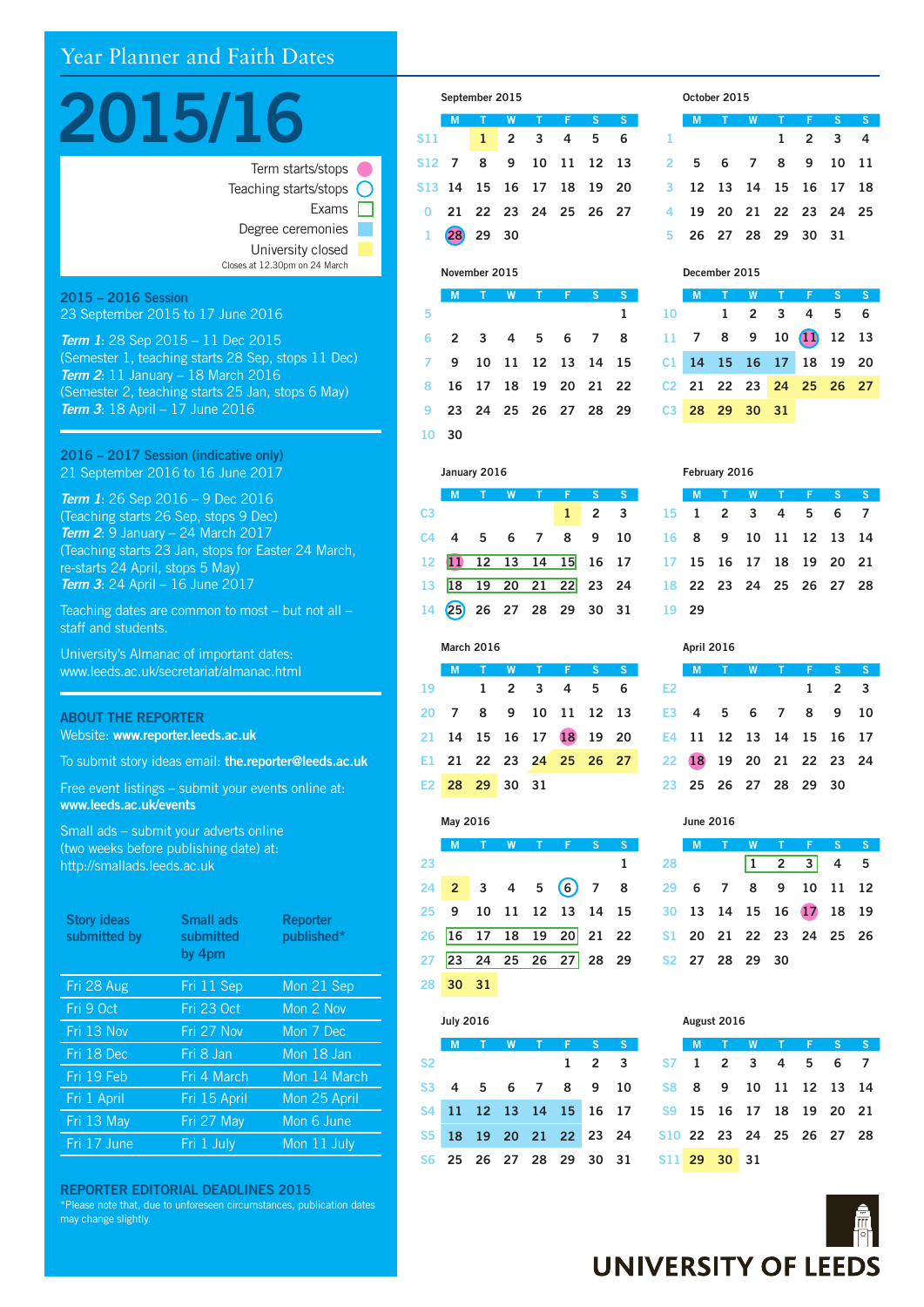# Year Planner and Faith Dates

# 2015/16

- Term starts/stops
- Teaching starts/stops
- Exams
- Degree ceremonies
- University closed

Closes at 12.30pm on 24 March

## 2015 – 2016 Session

23 September 2015 to 17 June 2016

***Term 1***: 28 Sep 2015 – 11 Dec 2015
(Semester 1, teaching starts 28 Sep, stops 11 Dec)
***Term 2***: 11 January – 18 March 2016
(Semester 2, teaching starts 25 Jan, stops 6 May)
***Term 3***: 18 April – 17 June 2016

## 2016 – 2017 Session (indicative only)

21 September 2016 to 16 June 2017

***Term 1***: 26 Sep 2016 – 9 Dec 2016
(Teaching starts 26 Sep, stops 9 Dec)
***Term 2***: 9 January – 24 March 2017
(Teaching starts 23 Jan, stops for Easter 24 March, re-starts 24 April, stops 5 May)
***Term 3***: 24 April – 16 June 2017

Teaching dates are common to most – but not all – staff and students.

University's Almanac of important dates:
www.leeds.ac.uk/secretariat/almanac.html

## ABOUT THE REPORTER

Website: **www.reporter.leeds.ac.uk**

To submit story ideas email: **the.reporter@leeds.ac.uk**

Free event listings – submit your events online at:
**www.leeds.ac.uk/events**

Small ads – submit your adverts online
(two weeks before publishing date) at:
http://smallads.leeds.ac.uk

| Story ideas submitted by | Small ads submitted by 4pm | Reporter published* |
|---|---|---|
| Fri 28 Aug | Fri 11 Sep | Mon 21 Sep |
| Fri 9 Oct | Fri 23 Oct | Mon 2 Nov |
| Fri 13 Nov | Fri 27 Nov | Mon 7 Dec |
| Fri 18 Dec | Fri 8 Jan | Mon 18 Jan |
| Fri 19 Feb | Fri 4 March | Mon 14 March |
| Fri 1 April | Fri 15 April | Mon 25 April |
| Fri 13 May | Fri 27 May | Mon 6 June |
| Fri 17 June | Fri 1 July | Mon 11 July |

## REPORTER EDITORIAL DEADLINES 2015

*Please note that, due to unforeseen circumstances, publication dates may change slightly.

### September 2015

| | M | T | W | T | F | S | S |
|---|---|---|---|---|---|---|---|
| S11 | | 1 | 2 | 3 | 4 | 5 | 6 |
| S12 | 7 | 8 | 9 | 10 | 11 | 12 | 13 |
| S13 | 14 | 15 | 16 | 17 | 18 | 19 | 20 |
| 0 | 21 | 22 | 23 | 24 | 25 | 26 | 27 |
| 1 | 28 | 29 | 30 | | | | |

### October 2015

| | M | T | W | T | F | S | S |
|---|---|---|---|---|---|---|---|
| 1 | | | | 1 | 2 | 3 | 4 |
| 2 | 5 | 6 | 7 | 8 | 9 | 10 | 11 |
| 3 | 12 | 13 | 14 | 15 | 16 | 17 | 18 |
| 4 | 19 | 20 | 21 | 22 | 23 | 24 | 25 |
| 5 | 26 | 27 | 28 | 29 | 30 | 31 | |

### November 2015

| | M | T | W | T | F | S | S |
|---|---|---|---|---|---|---|---|
| 5 | | | | | | | 1 |
| 6 | 2 | 3 | 4 | 5 | 6 | 7 | 8 |
| 7 | 9 | 10 | 11 | 12 | 13 | 14 | 15 |
| 8 | 16 | 17 | 18 | 19 | 20 | 21 | 22 |
| 9 | 23 | 24 | 25 | 26 | 27 | 28 | 29 |
| 10 | 30 | | | | | | |

### December 2015

| | M | T | W | T | F | S | S |
|---|---|---|---|---|---|---|---|
| 10 | | 1 | 2 | 3 | 4 | 5 | 6 |
| 11 | 7 | 8 | 9 | 10 | 11 | 12 | 13 |
| C1 | 14 | 15 | 16 | 17 | 18 | 19 | 20 |
| C2 | 21 | 22 | 23 | 24 | 25 | 26 | 27 |
| C3 | 28 | 29 | 30 | 31 | | | |

### January 2016

| | M | T | W | T | F | S | S |
|---|---|---|---|---|---|---|---|
| C3 | | | | | 1 | 2 | 3 |
| C4 | 4 | 5 | 6 | 7 | 8 | 9 | 10 |
| 12 | 11 | 12 | 13 | 14 | 15 | 16 | 17 |
| 13 | 18 | 19 | 20 | 21 | 22 | 23 | 24 |
| 14 | 25 | 26 | 27 | 28 | 29 | 30 | 31 |

### February 2016

| | M | T | W | T | F | S | S |
|---|---|---|---|---|---|---|---|
| 15 | 1 | 2 | 3 | 4 | 5 | 6 | 7 |
| 16 | 8 | 9 | 10 | 11 | 12 | 13 | 14 |
| 17 | 15 | 16 | 17 | 18 | 19 | 20 | 21 |
| 18 | 22 | 23 | 24 | 25 | 26 | 27 | 28 |
| 19 | 29 | | | | | | |

### March 2016

| | M | T | W | T | F | S | S |
|---|---|---|---|---|---|---|---|
| 19 | | 1 | 2 | 3 | 4 | 5 | 6 |
| 20 | 7 | 8 | 9 | 10 | 11 | 12 | 13 |
| 21 | 14 | 15 | 16 | 17 | 18 | 19 | 20 |
| E1 | 21 | 22 | 23 | 24 | 25 | 26 | 27 |
| E2 | 28 | 29 | 30 | 31 | | | |

### April 2016

| | M | T | W | T | F | S | S |
|---|---|---|---|---|---|---|---|
| E2 | | | | | 1 | 2 | 3 |
| E3 | 4 | 5 | 6 | 7 | 8 | 9 | 10 |
| E4 | 11 | 12 | 13 | 14 | 15 | 16 | 17 |
| 22 | 18 | 19 | 20 | 21 | 22 | 23 | 24 |
| 23 | 25 | 26 | 27 | 28 | 29 | 30 | |

### May 2016

| | M | T | W | T | F | S | S |
|---|---|---|---|---|---|---|---|
| 23 | | | | | | | 1 |
| 24 | 2 | 3 | 4 | 5 | 6 | 7 | 8 |
| 25 | 9 | 10 | 11 | 12 | 13 | 14 | 15 |
| 26 | 16 | 17 | 18 | 19 | 20 | 21 | 22 |
| 27 | 23 | 24 | 25 | 26 | 27 | 28 | 29 |
| 28 | 30 | 31 | | | | | |

### June 2016

| | M | T | W | T | F | S | S |
|---|---|---|---|---|---|---|---|
| 28 | | | 1 | 2 | 3 | 4 | 5 |
| 29 | 6 | 7 | 8 | 9 | 10 | 11 | 12 |
| 30 | 13 | 14 | 15 | 16 | 17 | 18 | 19 |
| S1 | 20 | 21 | 22 | 23 | 24 | 25 | 26 |
| S2 | 27 | 28 | 29 | 30 | | | |

### July 2016

| | M | T | W | T | F | S | S |
|---|---|---|---|---|---|---|---|
| S2 | | | | | 1 | 2 | 3 |
| S3 | 4 | 5 | 6 | 7 | 8 | 9 | 10 |
| S4 | 11 | 12 | 13 | 14 | 15 | 16 | 17 |
| S5 | 18 | 19 | 20 | 21 | 22 | 23 | 24 |
| S6 | 25 | 26 | 27 | 28 | 29 | 30 | 31 |

### August 2016

| | M | T | W | T | F | S | S |
|---|---|---|---|---|---|---|---|
| S7 | 1 | 2 | 3 | 4 | 5 | 6 | 7 |
| S8 | 8 | 9 | 10 | 11 | 12 | 13 | 14 |
| S9 | 15 | 16 | 17 | 18 | 19 | 20 | 21 |
| S10 | 22 | 23 | 24 | 25 | 26 | 27 | 28 |
| S11 | 29 | 30 | 31 | | | | |

UNIVERSITY OF LEEDS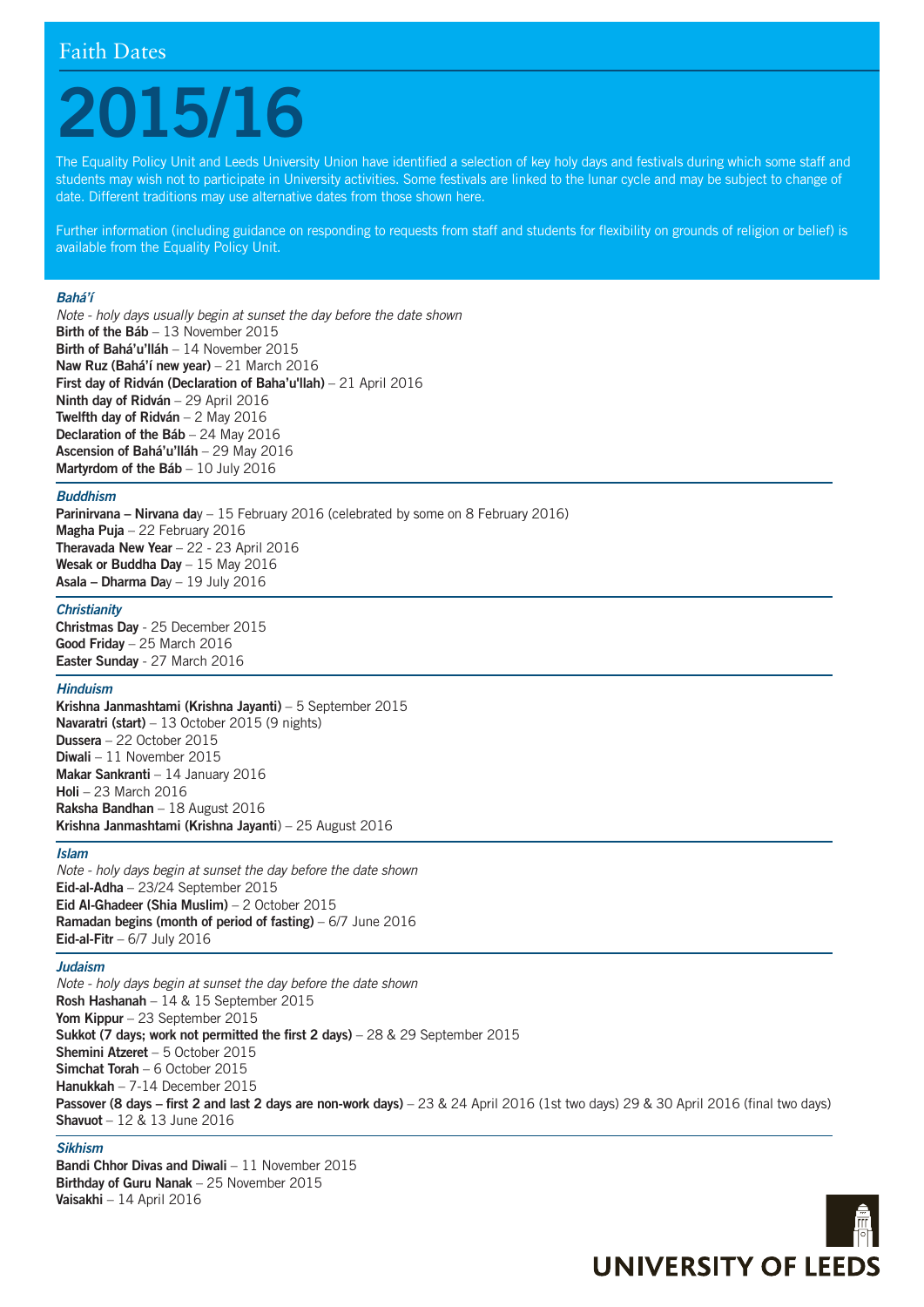Faith Dates

# 2015/16

The Equality Policy Unit and Leeds University Union have identified a selection of key holy days and festivals during which some staff and students may wish not to participate in University activities. Some festivals are linked to the lunar cycle and may be subject to change of date. Different traditions may use alternative dates from those shown here.

Further information (including guidance on responding to requests from staff and students for flexibility on grounds of religion or belief) is available from the Equality Policy Unit.

### *Bahá'í*

*Note - holy days usually begin at sunset the day before the date shown*

**Birth of the Báb** – 13 November 2015
**Birth of Bahá'u'lláh** – 14 November 2015
**Naw Ruz (Bahá'í new year)** – 21 March 2016
**First day of Ridván (Declaration of Baha'u'llah)** – 21 April 2016
**Ninth day of Ridván** – 29 April 2016
**Twelfth day of Ridván** – 2 May 2016
**Declaration of the Báb** – 24 May 2016
**Ascension of Bahá'u'lláh** – 29 May 2016
**Martyrdom of the Báb** – 10 July 2016

### *Buddhism*

**Parinirvana – Nirvana da**y – 15 February 2016 (celebrated by some on 8 February 2016)
**Magha Puja** – 22 February 2016
**Theravada New Year** – 22 - 23 April 2016
**Wesak or Buddha Day** – 15 May 2016
**Asala – Dharma Da**y – 19 July 2016

### *Christianity*

**Christmas Day** - 25 December 2015
**Good Friday** – 25 March 2016
**Easter Sunday** - 27 March 2016

### *Hinduism*

**Krishna Janmashtami (Krishna Jayanti)** – 5 September 2015
**Navaratri (start)** – 13 October 2015 (9 nights)
**Dussera** – 22 October 2015
**Diwali** – 11 November 2015
**Makar Sankranti** – 14 January 2016
**Holi** – 23 March 2016
**Raksha Bandhan** – 18 August 2016
**Krishna Janmashtami (Krishna Jayanti**) – 25 August 2016

### *Islam*

*Note - holy days begin at sunset the day before the date shown*

**Eid-al-Adha** – 23/24 September 2015
**Eid Al-Ghadeer (Shia Muslim)** – 2 October 2015
**Ramadan begins (month of period of fasting)** – 6/7 June 2016
**Eid-al-Fitr** – 6/7 July 2016

### *Judaism*

*Note - holy days begin at sunset the day before the date shown*

**Rosh Hashanah** – 14 & 15 September 2015
**Yom Kippur** – 23 September 2015
**Sukkot (7 days; work not permitted the first 2 days)** – 28 & 29 September 2015
**Shemini Atzeret** – 5 October 2015
**Simchat Torah** – 6 October 2015
**Hanukkah** – 7-14 December 2015
**Passover (8 days – first 2 and last 2 days are non-work days)** – 23 & 24 April 2016 (1st two days) 29 & 30 April 2016 (final two days)
**Shavuot** – 12 & 13 June 2016

### *Sikhism*

**Bandi Chhor Divas and Diwali** – 11 November 2015
**Birthday of Guru Nanak** – 25 November 2015
**Vaisakhi** – 14 April 2016

UNIVERSITY OF LEEDS